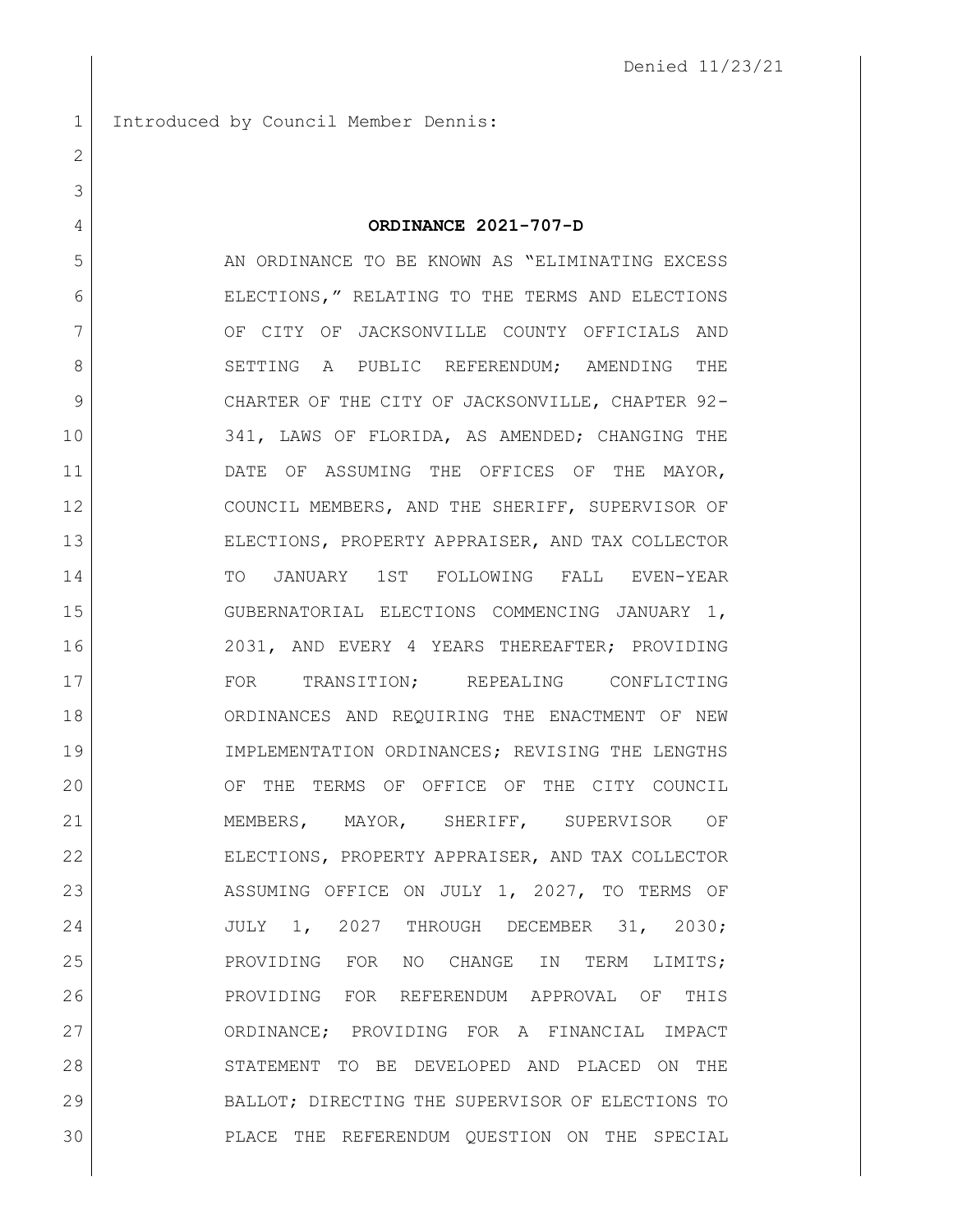Denied 11/23/21

Introduced by Council Member Dennis:

**ORDINANCE 2021-707-D**

AN ORDINANCE TO BE KNOWN AS "ELIMINATING EXCESS ELECTIONS," RELATING TO THE TERMS AND ELECTIONS OF CITY OF JACKSONVILLE COUNTY OFFICIALS AND SETTING A PUBLIC REFERENDUM; AMENDING THE CHARTER OF THE CITY OF JACKSONVILLE, CHAPTER 92-341, LAWS OF FLORIDA, AS AMENDED; CHANGING THE DATE OF ASSUMING THE OFFICES OF THE MAYOR, COUNCIL MEMBERS, AND THE SHERIFF, SUPERVISOR OF ELECTIONS, PROPERTY APPRAISER, AND TAX COLLECTOR TO JANUARY 1ST FOLLOWING FALL EVEN-YEAR GUBERNATORIAL ELECTIONS COMMENCING JANUARY 1, 2031, AND EVERY 4 YEARS THEREAFTER; PROVIDING FOR TRANSITION; REPEALING CONFLICTING ORDINANCES AND REQUIRING THE ENACTMENT OF NEW IMPLEMENTATION ORDINANCES; REVISING THE LENGTHS OF THE TERMS OF OFFICE OF THE CITY COUNCIL MEMBERS, MAYOR, SHERIFF, SUPERVISOR OF ELECTIONS, PROPERTY APPRAISER, AND TAX COLLECTOR ASSUMING OFFICE ON JULY 1, 2027, TO TERMS OF JULY 1, 2027 THROUGH DECEMBER 31, 2030; PROVIDING FOR NO CHANGE IN TERM LIMITS; PROVIDING FOR REFERENDUM APPROVAL OF THIS ORDINANCE; PROVIDING FOR A FINANCIAL IMPACT STATEMENT TO BE DEVELOPED AND PLACED ON THE BALLOT; DIRECTING THE SUPERVISOR OF ELECTIONS TO PLACE THE REFERENDUM QUESTION ON THE SPECIAL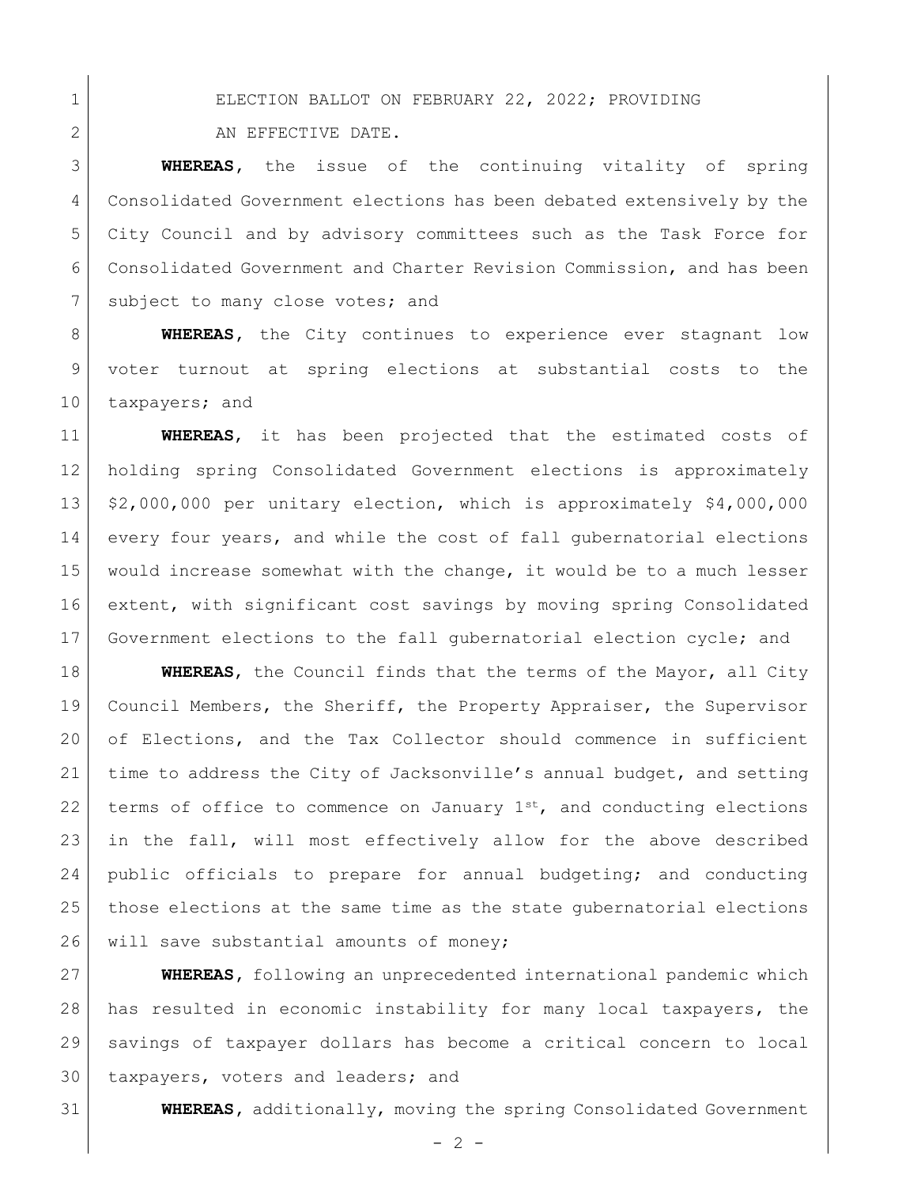ELECTION BALLOT ON FEBRUARY 22, 2022; PROVIDING AN EFFECTIVE DATE.

**WHEREAS**, the issue of the continuing vitality of spring Consolidated Government elections has been debated extensively by the City Council and by advisory committees such as the Task Force for Consolidated Government and Charter Revision Commission, and has been subject to many close votes; and

**WHEREAS**, the City continues to experience ever stagnant low voter turnout at spring elections at substantial costs to the taxpayers; and

**WHEREAS**, it has been projected that the estimated costs of holding spring Consolidated Government elections is approximately $2,000,000 per unitary election, which is approximately $4,000,000 every four years, and while the cost of fall gubernatorial elections would increase somewhat with the change, it would be to a much lesser extent, with significant cost savings by moving spring Consolidated Government elections to the fall gubernatorial election cycle; and

**WHEREAS**, the Council finds that the terms of the Mayor, all City Council Members, the Sheriff, the Property Appraiser, the Supervisor of Elections, and the Tax Collector should commence in sufficient time to address the City of Jacksonville's annual budget, and setting terms of office to commence on January 1st, and conducting elections in the fall, will most effectively allow for the above described public officials to prepare for annual budgeting; and conducting those elections at the same time as the state gubernatorial elections will save substantial amounts of money;

**WHEREAS**, following an unprecedented international pandemic which has resulted in economic instability for many local taxpayers, the savings of taxpayer dollars has become a critical concern to local taxpayers, voters and leaders; and

**WHEREAS**, additionally, moving the spring Consolidated Government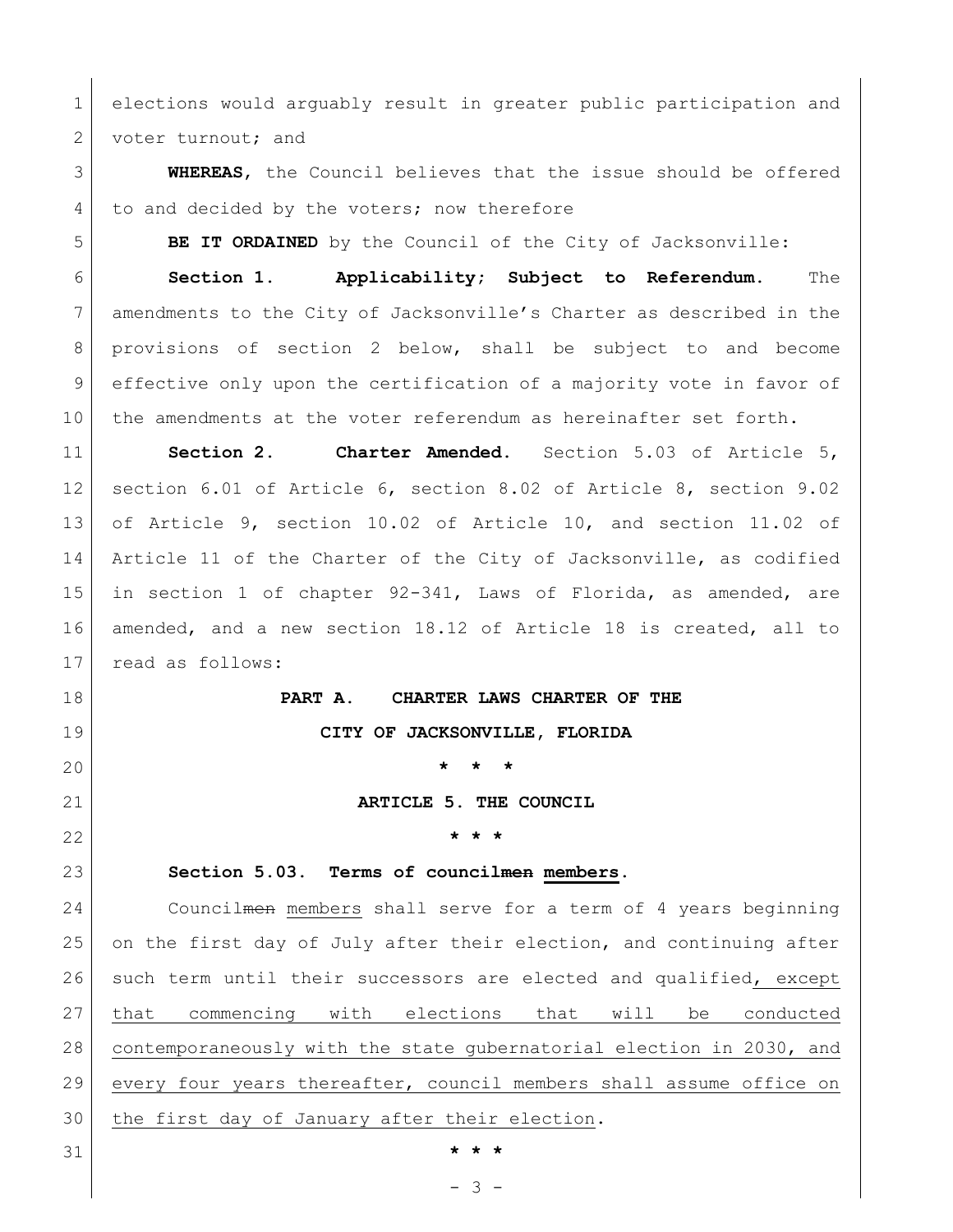elections would arguably result in greater public participation and voter turnout; and

**WHEREAS**, the Council believes that the issue should be offered to and decided by the voters; now therefore

**BE IT ORDAINED** by the Council of the City of Jacksonville:

**Section 1. Applicability; Subject to Referendum.** The amendments to the City of Jacksonville's Charter as described in the provisions of section 2 below, shall be subject to and become effective only upon the certification of a majority vote in favor of the amendments at the voter referendum as hereinafter set forth.

**Section 2. Charter Amended.** Section 5.03 of Article 5, section 6.01 of Article 6, section 8.02 of Article 8, section 9.02 of Article 9, section 10.02 of Article 10, and section 11.02 of Article 11 of the Charter of the City of Jacksonville, as codified in section 1 of chapter 92-341, Laws of Florida, as amended, are amended, and a new section 18.12 of Article 18 is created, all to read as follows:

**PART A. CHARTER LAWS CHARTER OF THE CITY OF JACKSONVILLE, FLORIDA**

**\* \* \***

**ARTICLE 5. THE COUNCIL**

**\* \* \***

**Section 5.03. Terms of council~~men~~ <u>members</u>.**

Council~~men~~ <u>members</u> shall serve for a term of 4 years beginning on the first day of July after their election, and continuing after such term until their successors are elected and qualified<u>, except that commencing with elections that will be conducted contemporaneously with the state gubernatorial election in 2030, and every four years thereafter, council members shall assume office on the first day of January after their election</u>.

**\* \* \***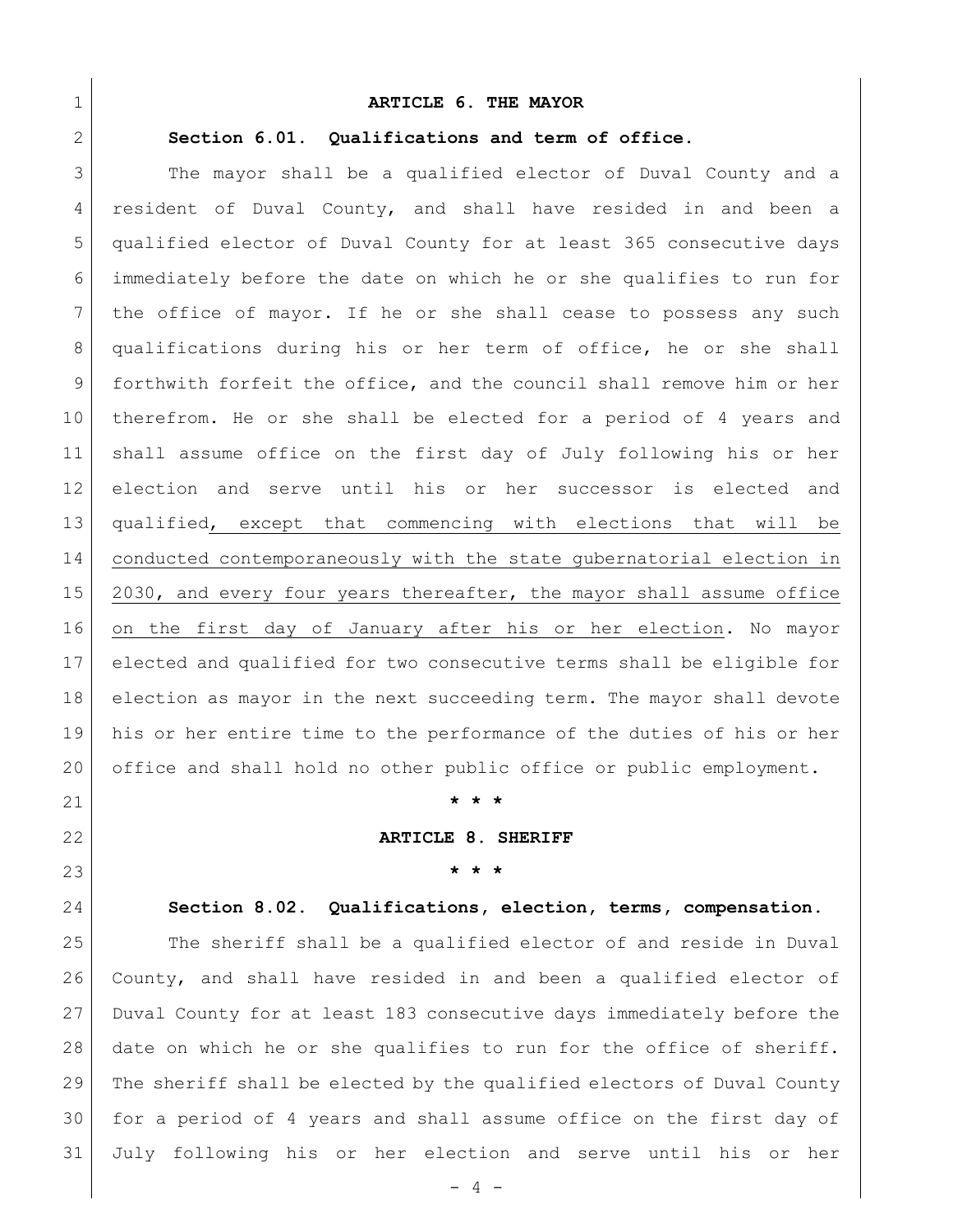**ARTICLE 6. THE MAYOR**

**Section 6.01. Qualifications and term of office.**

The mayor shall be a qualified elector of Duval County and a resident of Duval County, and shall have resided in and been a qualified elector of Duval County for at least 365 consecutive days immediately before the date on which he or she qualifies to run for the office of mayor. If he or she shall cease to possess any such qualifications during his or her term of office, he or she shall forthwith forfeit the office, and the council shall remove him or her therefrom. He or she shall be elected for a period of 4 years and shall assume office on the first day of July following his or her election and serve until his or her successor is elected and qualified<u>, except that commencing with elections that will be conducted contemporaneously with the state gubernatorial election in 2030, and every four years thereafter, the mayor shall assume office on the first day of January after his or her election</u>. No mayor elected and qualified for two consecutive terms shall be eligible for election as mayor in the next succeeding term. The mayor shall devote his or her entire time to the performance of the duties of his or her office and shall hold no other public office or public employment.

* * *

**ARTICLE 8. SHERIFF**

* * *

**Section 8.02. Qualifications, election, terms, compensation.**

The sheriff shall be a qualified elector of and reside in Duval County, and shall have resided in and been a qualified elector of Duval County for at least 183 consecutive days immediately before the date on which he or she qualifies to run for the office of sheriff. The sheriff shall be elected by the qualified electors of Duval County for a period of 4 years and shall assume office on the first day of July following his or her election and serve until his or her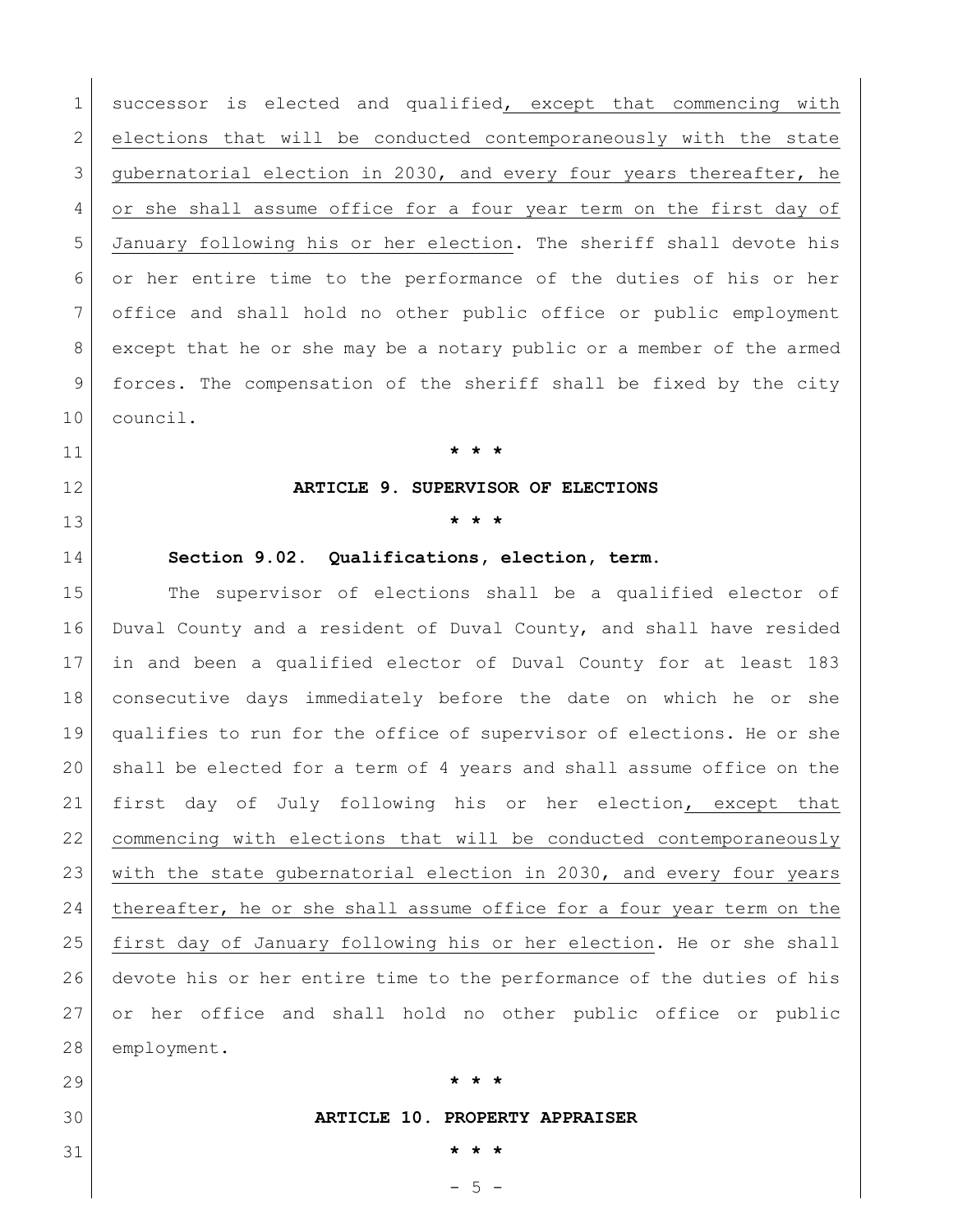successor is elected and qualified, except that commencing with elections that will be conducted contemporaneously with the state gubernatorial election in 2030, and every four years thereafter, he or she shall assume office for a four year term on the first day of January following his or her election. The sheriff shall devote his or her entire time to the performance of the duties of his or her office and shall hold no other public office or public employment except that he or she may be a notary public or a member of the armed forces. The compensation of the sheriff shall be fixed by the city council.

**\* \* \***

**ARTICLE 9. SUPERVISOR OF ELECTIONS**

**\* \* \***

**Section 9.02. Qualifications, election, term.**

The supervisor of elections shall be a qualified elector of Duval County and a resident of Duval County, and shall have resided in and been a qualified elector of Duval County for at least 183 consecutive days immediately before the date on which he or she qualifies to run for the office of supervisor of elections. He or she shall be elected for a term of 4 years and shall assume office on the first day of July following his or her election, except that commencing with elections that will be conducted contemporaneously with the state gubernatorial election in 2030, and every four years thereafter, he or she shall assume office for a four year term on the first day of January following his or her election. He or she shall devote his or her entire time to the performance of the duties of his or her office and shall hold no other public office or public employment.

**\* \* \***

**ARTICLE 10. PROPERTY APPRAISER**

**\* \* \***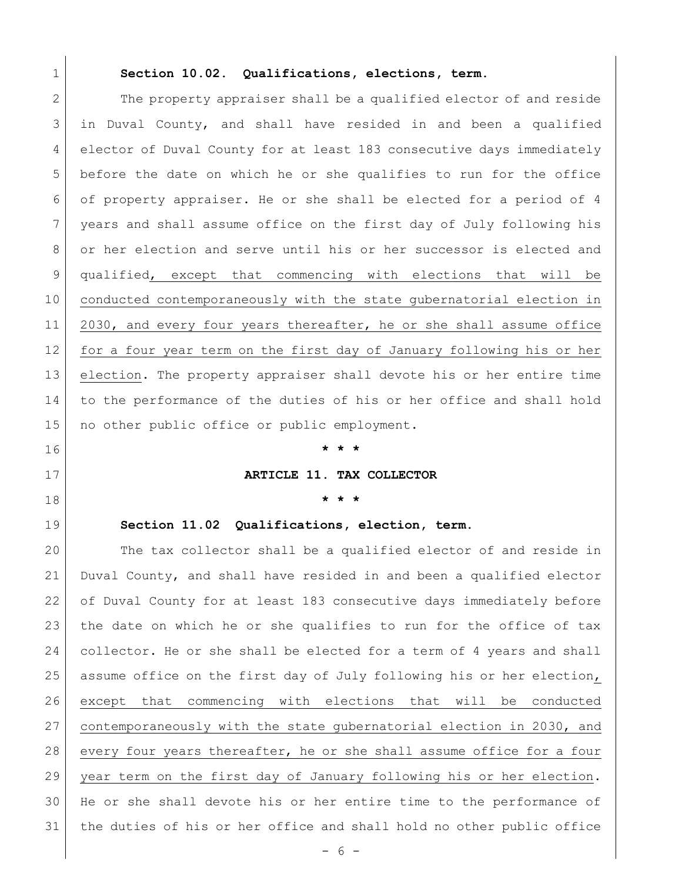**Section 10.02. Qualifications, elections, term.**

The property appraiser shall be a qualified elector of and reside in Duval County, and shall have resided in and been a qualified elector of Duval County for at least 183 consecutive days immediately before the date on which he or she qualifies to run for the office of property appraiser. He or she shall be elected for a period of 4 years and shall assume office on the first day of July following his or her election and serve until his or her successor is elected and qualified<u>, except that commencing with elections that will be conducted contemporaneously with the state gubernatorial election in 2030, and every four years thereafter, he or she shall assume office for a four year term on the first day of January following his or her election</u>. The property appraiser shall devote his or her entire time to the performance of the duties of his or her office and shall hold no other public office or public employment.

\* \* \*

**ARTICLE 11. TAX COLLECTOR**

\* \* \*

**Section 11.02 Qualifications, election, term.**

The tax collector shall be a qualified elector of and reside in Duval County, and shall have resided in and been a qualified elector of Duval County for at least 183 consecutive days immediately before the date on which he or she qualifies to run for the office of tax collector. He or she shall be elected for a term of 4 years and shall assume office on the first day of July following his or her election<u>, except that commencing with elections that will be conducted contemporaneously with the state gubernatorial election in 2030, and every four years thereafter, he or she shall assume office for a four year term on the first day of January following his or her election</u>. He or she shall devote his or her entire time to the performance of the duties of his or her office and shall hold no other public office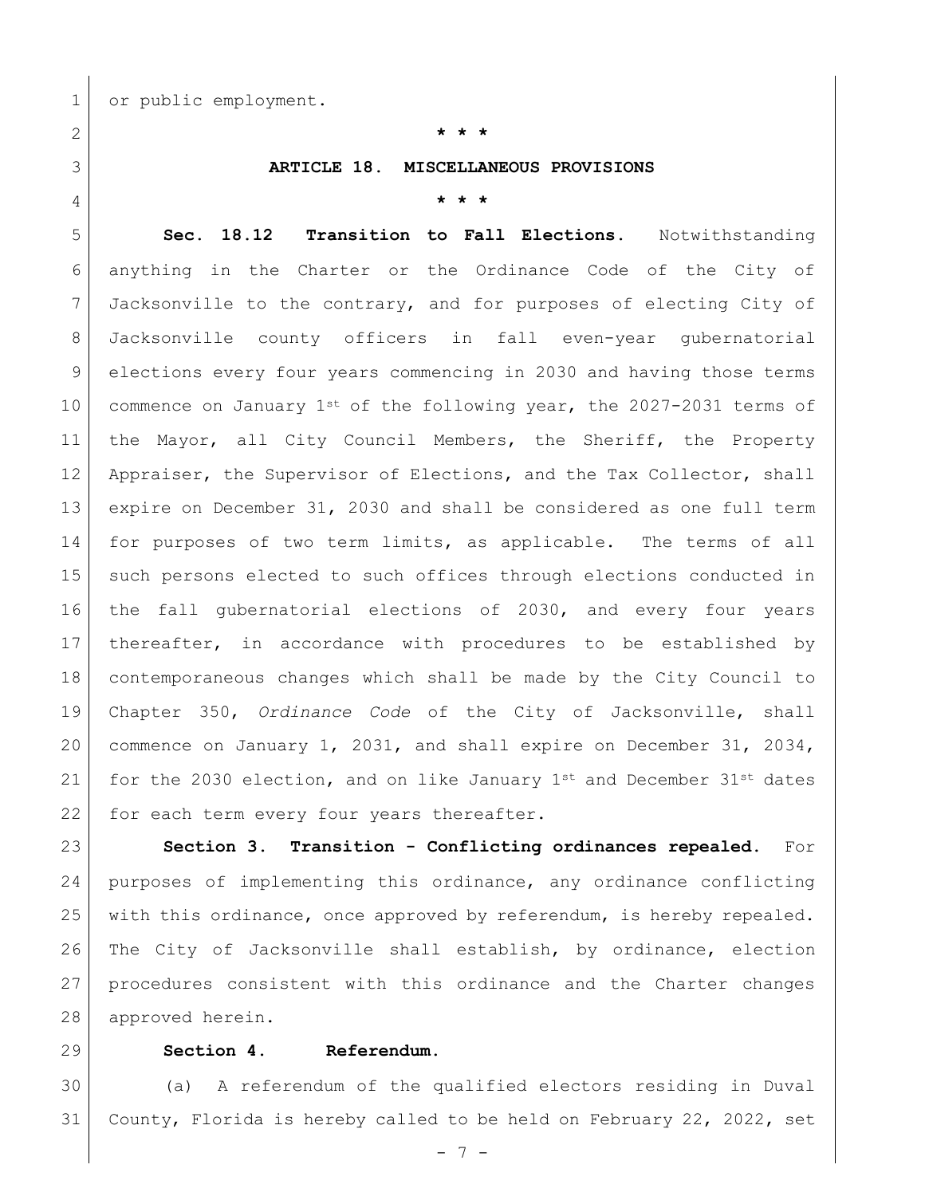or public employment.

\* \* \*

**ARTICLE 18. MISCELLANEOUS PROVISIONS**

\* \* \*

**Sec. 18.12 Transition to Fall Elections.** Notwithstanding anything in the Charter or the Ordinance Code of the City of Jacksonville to the contrary, and for purposes of electing City of Jacksonville county officers in fall even-year gubernatorial elections every four years commencing in 2030 and having those terms commence on January 1st of the following year, the 2027-2031 terms of the Mayor, all City Council Members, the Sheriff, the Property Appraiser, the Supervisor of Elections, and the Tax Collector, shall expire on December 31, 2030 and shall be considered as one full term for purposes of two term limits, as applicable. The terms of all such persons elected to such offices through elections conducted in the fall gubernatorial elections of 2030, and every four years thereafter, in accordance with procedures to be established by contemporaneous changes which shall be made by the City Council to Chapter 350, *Ordinance Code* of the City of Jacksonville, shall commence on January 1, 2031, and shall expire on December 31, 2034, for the 2030 election, and on like January 1st and December 31st dates for each term every four years thereafter.

**Section 3. Transition - Conflicting ordinances repealed.** For purposes of implementing this ordinance, any ordinance conflicting with this ordinance, once approved by referendum, is hereby repealed. The City of Jacksonville shall establish, by ordinance, election procedures consistent with this ordinance and the Charter changes approved herein.

**Section 4. Referendum.**

(a) A referendum of the qualified electors residing in Duval County, Florida is hereby called to be held on February 22, 2022, set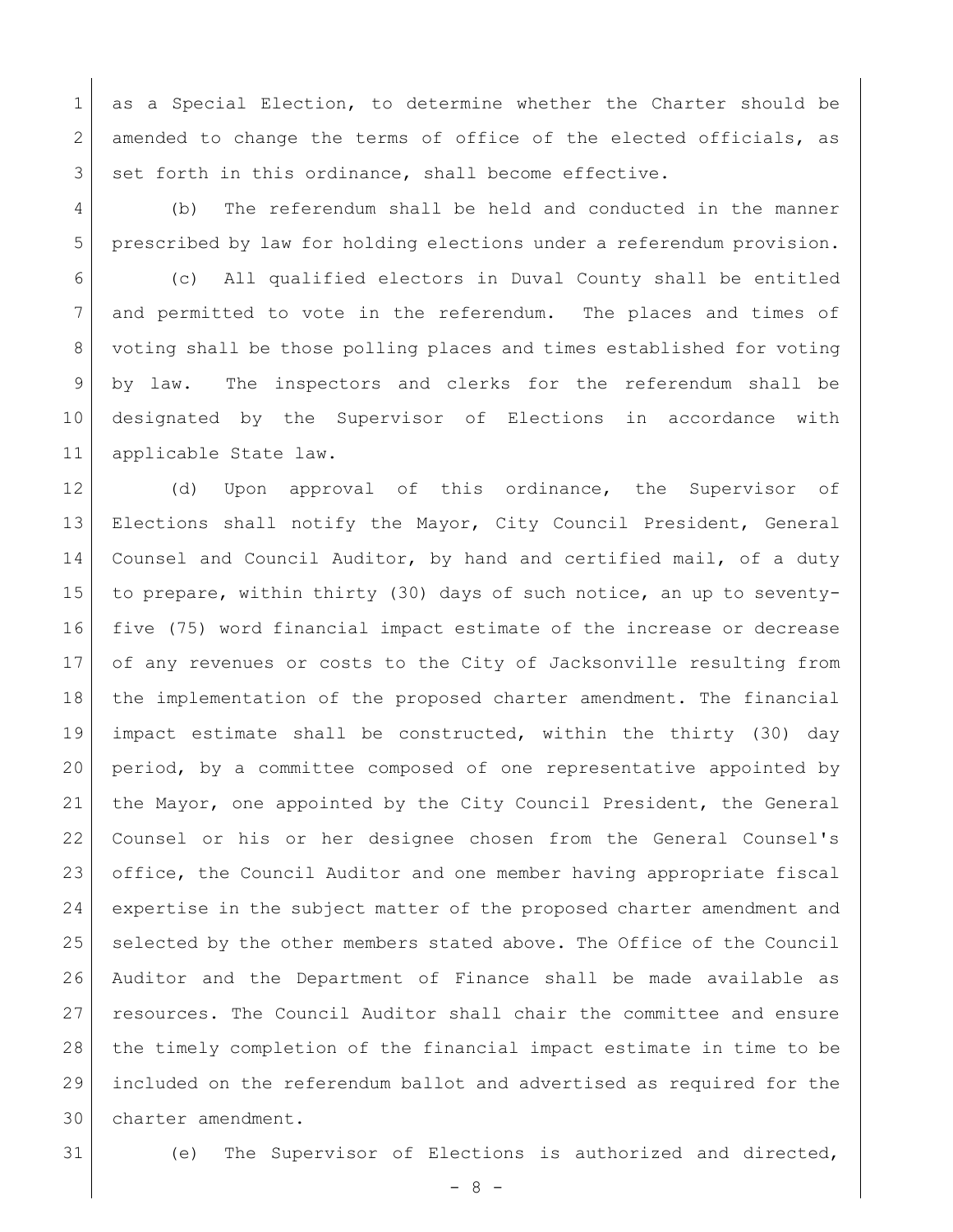as a Special Election, to determine whether the Charter should be amended to change the terms of office of the elected officials, as set forth in this ordinance, shall become effective.

(b) The referendum shall be held and conducted in the manner prescribed by law for holding elections under a referendum provision.

(c) All qualified electors in Duval County shall be entitled and permitted to vote in the referendum. The places and times of voting shall be those polling places and times established for voting by law. The inspectors and clerks for the referendum shall be designated by the Supervisor of Elections in accordance with applicable State law.

(d) Upon approval of this ordinance, the Supervisor of Elections shall notify the Mayor, City Council President, General Counsel and Council Auditor, by hand and certified mail, of a duty to prepare, within thirty (30) days of such notice, an up to seventy-five (75) word financial impact estimate of the increase or decrease of any revenues or costs to the City of Jacksonville resulting from the implementation of the proposed charter amendment. The financial impact estimate shall be constructed, within the thirty (30) day period, by a committee composed of one representative appointed by the Mayor, one appointed by the City Council President, the General Counsel or his or her designee chosen from the General Counsel's office, the Council Auditor and one member having appropriate fiscal expertise in the subject matter of the proposed charter amendment and selected by the other members stated above. The Office of the Council Auditor and the Department of Finance shall be made available as resources. The Council Auditor shall chair the committee and ensure the timely completion of the financial impact estimate in time to be included on the referendum ballot and advertised as required for the charter amendment.

(e) The Supervisor of Elections is authorized and directed,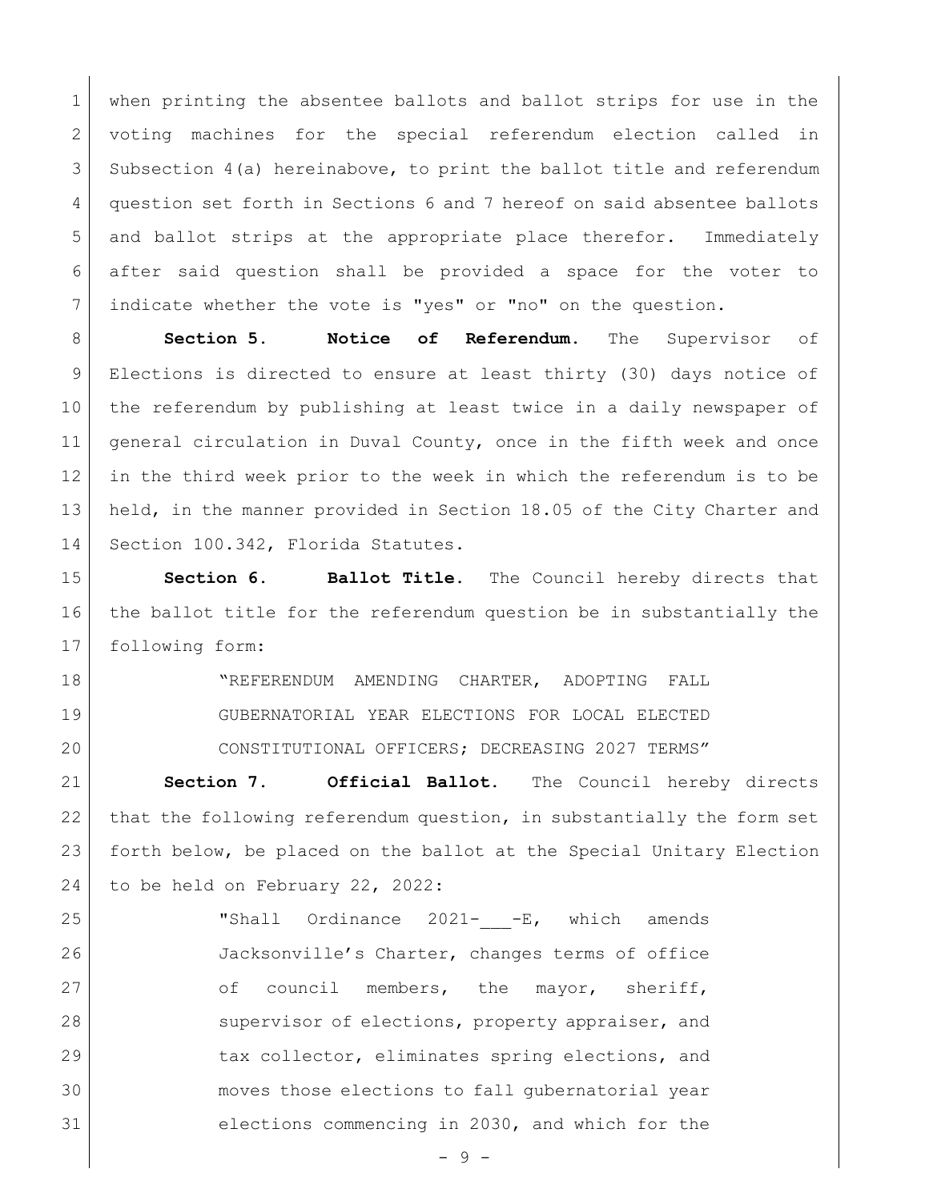when printing the absentee ballots and ballot strips for use in the voting machines for the special referendum election called in Subsection 4(a) hereinabove, to print the ballot title and referendum question set forth in Sections 6 and 7 hereof on said absentee ballots and ballot strips at the appropriate place therefor. Immediately after said question shall be provided a space for the voter to indicate whether the vote is "yes" or "no" on the question.

**Section 5. Notice of Referendum.** The Supervisor of Elections is directed to ensure at least thirty (30) days notice of the referendum by publishing at least twice in a daily newspaper of general circulation in Duval County, once in the fifth week and once in the third week prior to the week in which the referendum is to be held, in the manner provided in Section 18.05 of the City Charter and Section 100.342, Florida Statutes.

**Section 6. Ballot Title.** The Council hereby directs that the ballot title for the referendum question be in substantially the following form:

> "REFERENDUM AMENDING CHARTER, ADOPTING FALL GUBERNATORIAL YEAR ELECTIONS FOR LOCAL ELECTED CONSTITUTIONAL OFFICERS; DECREASING 2027 TERMS"

**Section 7. Official Ballot.** The Council hereby directs that the following referendum question, in substantially the form set forth below, be placed on the ballot at the Special Unitary Election to be held on February 22, 2022:

> "Shall Ordinance 2021-___-E, which amends Jacksonville's Charter, changes terms of office of council members, the mayor, sheriff, supervisor of elections, property appraiser, and tax collector, eliminates spring elections, and moves those elections to fall gubernatorial year elections commencing in 2030, and which for the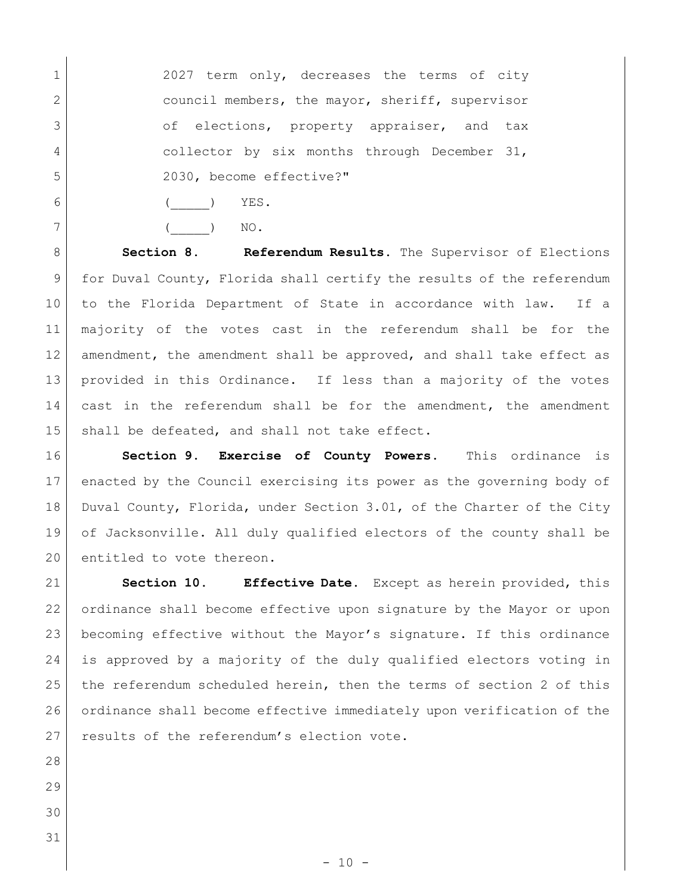2027 term only, decreases the terms of city council members, the mayor, sheriff, supervisor of elections, property appraiser, and tax collector by six months through December 31, 2030, become effective?"

(_____) YES.

(_____) NO.

**Section 8. Referendum Results.** The Supervisor of Elections for Duval County, Florida shall certify the results of the referendum to the Florida Department of State in accordance with law. If a majority of the votes cast in the referendum shall be for the amendment, the amendment shall be approved, and shall take effect as provided in this Ordinance. If less than a majority of the votes cast in the referendum shall be for the amendment, the amendment shall be defeated, and shall not take effect.

**Section 9. Exercise of County Powers.** This ordinance is enacted by the Council exercising its power as the governing body of Duval County, Florida, under Section 3.01, of the Charter of the City of Jacksonville. All duly qualified electors of the county shall be entitled to vote thereon.

**Section 10. Effective Date.** Except as herein provided, this ordinance shall become effective upon signature by the Mayor or upon becoming effective without the Mayor's signature. If this ordinance is approved by a majority of the duly qualified electors voting in the referendum scheduled herein, then the terms of section 2 of this ordinance shall become effective immediately upon verification of the results of the referendum's election vote.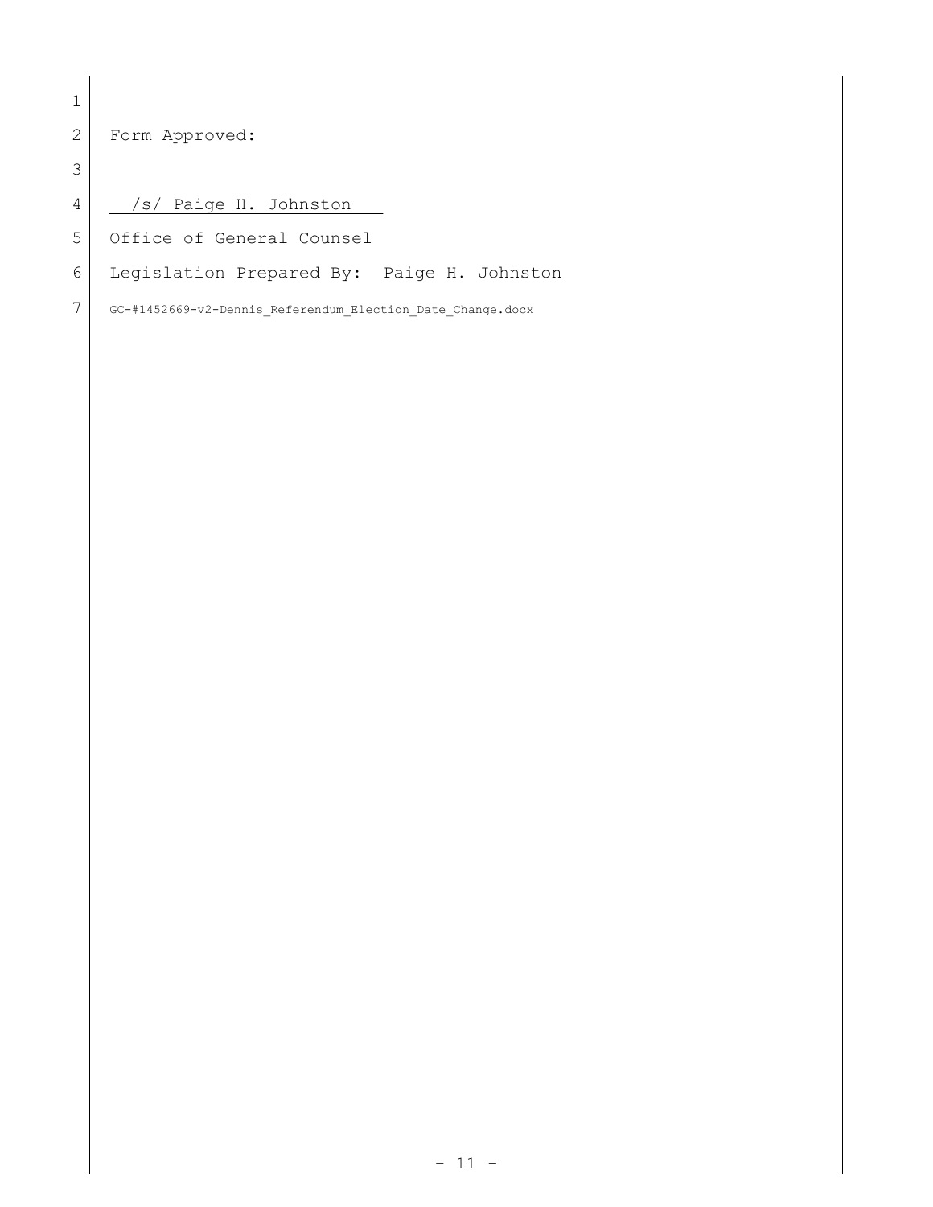Form Approved:

/s/ Paige H. Johnston

Office of General Counsel

Legislation Prepared By: Paige H. Johnston

GC-#1452669-v2-Dennis_Referendum_Election_Date_Change.docx